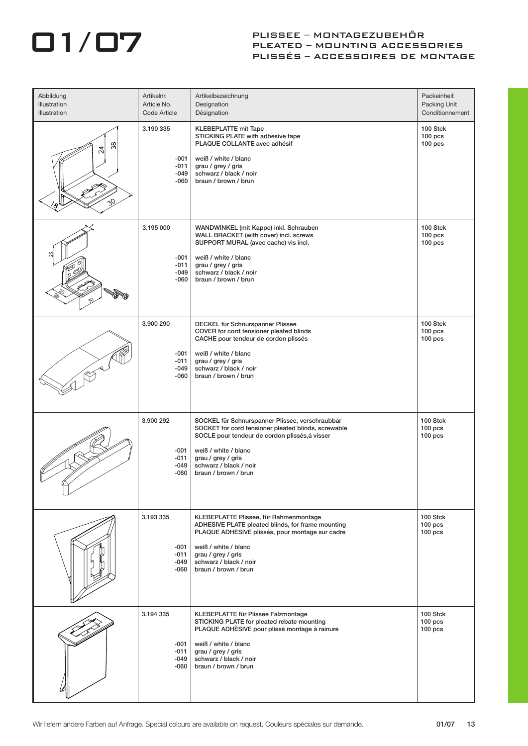# 01/07

## PLISSEE – MONTAGEZUBEHÖR
## PLEATED – MOUNTING ACCESSORIES
## PLISSÉS – ACCESSOIRES DE MONTAGE

| Abbildung<br>Illustration<br>Illustration | Artikelnr.<br>Article No.<br>Code Article | Artikelbezeichnung<br>Designation<br>Désignation | Packeinheit<br>Packing Unit<br>Conditionnement |
|---|---|---|---|
| | 3.190 335<br><br>-001<br>-011<br>-049<br>-060 | KLEBEPLATTE mit Tape<br>STICKING PLATE with adhesive tape<br>PLAQUE COLLANTE avec adhésif<br><br>weiß / white / blanc<br>grau / grey / gris<br>schwarz / black / noir<br>braun / brown / brun | 100 Stck<br>100 pcs<br>100 pcs |
| | 3.195 000<br><br>-001<br>-011<br>-049<br>-060 | WANDWINKEL (mit Kappe) inkl. Schrauben<br>WALL BRACKET (with cover) incl. screws<br>SUPPORT MURAL (avec cache) vis incl.<br><br>weiß / white / blanc<br>grau / grey / gris<br>schwarz / black / noir<br>braun / brown / brun | 100 Stck<br>100 pcs<br>100 pcs |
| | 3.900 290<br><br>-001<br>-011<br>-049<br>-060 | DECKEL für Schnurspanner Plissee<br>COVER for cord tensioner pleated blinds<br>CACHE pour tendeur de cordon plissés<br><br>weiß / white / blanc<br>grau / grey / gris<br>schwarz / black / noir<br>braun / brown / brun | 100 Stck<br>100 pcs<br>100 pcs |
| | 3.900 292<br><br>-001<br>-011<br>-049<br>-060 | SOCKEL für Schnurspanner Plissee, verschraubbar<br>SOCKET for cord tensioner pleated blinds, screwable<br>SOCLE pour tendeur de cordon plissés,á visser<br><br>weiß / white / blanc<br>grau / grey / gris<br>schwarz / black / noir<br>braun / brown / brun | 100 Stck<br>100 pcs<br>100 pcs |
| | 3.193 335<br><br>-001<br>-011<br>-049<br>-060 | KLEBEPLATTE Plissee, für Rahmenmontage<br>ADHESIVE PLATE pleated blinds, for frame mounting<br>PLAQUE ADHESIVE plissés, pour montage sur cadre<br><br>weiß / white / blanc<br>grau / grey / gris<br>schwarz / black / noir<br>braun / brown / brun | 100 Stck<br>100 pcs<br>100 pcs |
| | 3.194 335<br><br>-001<br>-011<br>-049<br>-060 | KLEBEPLATTE für Plissee Falzmontage<br>STICKING PLATE for pleated rebate mounting<br>PLAQUE ADHÈSIVE pour plissé montage à rainure<br><br>weiß / white / blanc<br>grau / grey / gris<br>schwarz / black / noir<br>braun / brown / brun | 100 Stck<br>100 pcs<br>100 pcs |

Wir liefern andere Farben auf Anfrage. Special colours are available on request. Couleurs spéciales sur demande.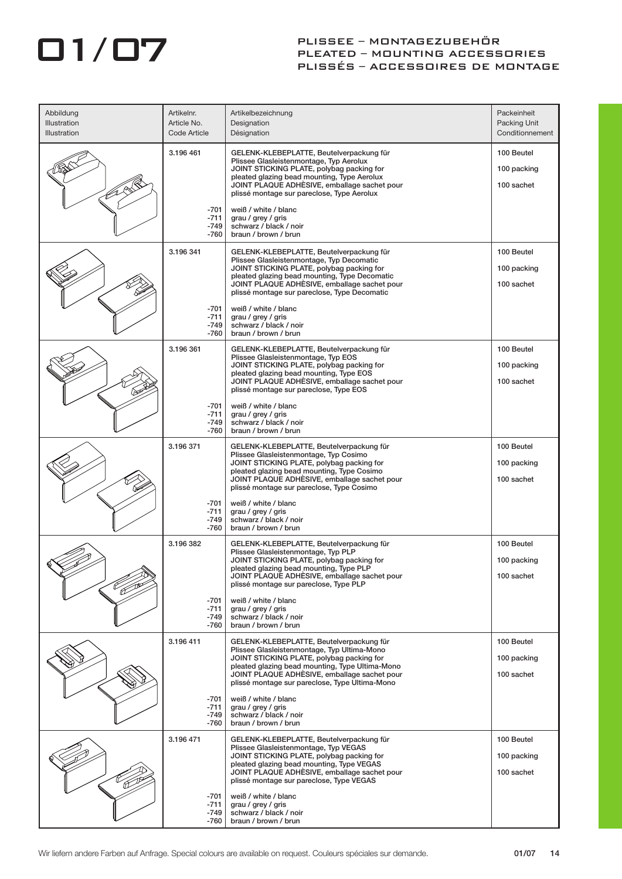# 01/07

## PLISSEE – MONTAGEZUBEHÖR
## PLEATED – MOUNTING ACCESSORIES
## PLISSÉS – ACCESSOIRES DE MONTAGE

| Abbildung<br>Illustration<br>Illustration | Artikelnr.<br>Article No.<br>Code Article | Artikelbezeichnung<br>Designation<br>Désignation | Packeinheit<br>Packing Unit<br>Conditionnement |
|---|---|---|---|
| | 3.196 461 | GELENK-KLEBEPLATTE, Beutelverpackung für Plissee Glasleistenmontage, Typ Aerolux<br>JOINT STICKING PLATE, polybag packing for pleated glazing bead mounting, Type Aerolux<br>JOINT PLAQUE ADHÈSIVE, emballage sachet pour plissé montage sur pareclose, Type Aerolux | 100 Beutel<br>100 packing<br>100 sachet |
| | -701<br>-711<br>-749<br>-760 | weiß / white / blanc<br>grau / grey / gris<br>schwarz / black / noir<br>braun / brown / brun | |
| | 3.196 341 | GELENK-KLEBEPLATTE, Beutelverpackung für Plissee Glasleistenmontage, Typ Decomatic<br>JOINT STICKING PLATE, polybag packing for pleated glazing bead mounting, Type Decomatic<br>JOINT PLAQUE ADHÈSIVE, emballage sachet pour plissé montage sur pareclose, Type Decomatic | 100 Beutel<br>100 packing<br>100 sachet |
| | -701<br>-711<br>-749<br>-760 | weiß / white / blanc<br>grau / grey / gris<br>schwarz / black / noir<br>braun / brown / brun | |
| | 3.196 361 | GELENK-KLEBEPLATTE, Beutelverpackung für Plissee Glasleistenmontage, Typ EOS<br>JOINT STICKING PLATE, polybag packing for pleated glazing bead mounting, Type EOS<br>JOINT PLAQUE ADHÈSIVE, emballage sachet pour plissé montage sur pareclose, Type EOS | 100 Beutel<br>100 packing<br>100 sachet |
| | -701<br>-711<br>-749<br>-760 | weiß / white / blanc<br>grau / grey / gris<br>schwarz / black / noir<br>braun / brown / brun | |
| | 3.196 371 | GELENK-KLEBEPLATTE, Beutelverpackung für Plissee Glasleistenmontage, Typ Cosimo<br>JOINT STICKING PLATE, polybag packing for pleated glazing bead mounting, Type Cosimo<br>JOINT PLAQUE ADHÈSIVE, emballage sachet pour plissé montage sur pareclose, Type Cosimo | 100 Beutel<br>100 packing<br>100 sachet |
| | -701<br>-711<br>-749<br>-760 | weiß / white / blanc<br>grau / grey / gris<br>schwarz / black / noir<br>braun / brown / brun | |
| | 3.196 382 | GELENK-KLEBEPLATTE, Beutelverpackung für Plissee Glasleistenmontage, Typ PLP<br>JOINT STICKING PLATE, polybag packing for pleated glazing bead mounting, Type PLP<br>JOINT PLAQUE ADHÈSIVE, emballage sachet pour plissé montage sur pareclose, Type PLP | 100 Beutel<br>100 packing<br>100 sachet |
| | -701<br>-711<br>-749<br>-760 | weiß / white / blanc<br>grau / grey / gris<br>schwarz / black / noir<br>braun / brown / brun | |
| | 3.196 411 | GELENK-KLEBEPLATTE, Beutelverpackung für Plissee Glasleistenmontage, Typ Ultima-Mono<br>JOINT STICKING PLATE, polybag packing for pleated glazing bead mounting, Type Ultima-Mono<br>JOINT PLAQUE ADHÈSIVE, emballage sachet pour plissé montage sur pareclose, Type Ultima-Mono | 100 Beutel<br>100 packing<br>100 sachet |
| | -701<br>-711<br>-749<br>-760 | weiß / white / blanc<br>grau / grey / gris<br>schwarz / black / noir<br>braun / brown / brun | |
| | 3.196 471 | GELENK-KLEBEPLATTE, Beutelverpackung für Plissee Glasleistenmontage, Typ VEGAS<br>JOINT STICKING PLATE, polybag packing for pleated glazing bead mounting, Type VEGAS<br>JOINT PLAQUE ADHÈSIVE, emballage sachet pour plissé montage sur pareclose, Type VEGAS | 100 Beutel<br>100 packing<br>100 sachet |
| | -701<br>-711<br>-749<br>-760 | weiß / white / blanc<br>grau / grey / gris<br>schwarz / black / noir<br>braun / brown / brun | |

Wir liefern andere Farben auf Anfrage. Special colours are available on request. Couleurs spéciales sur demande.